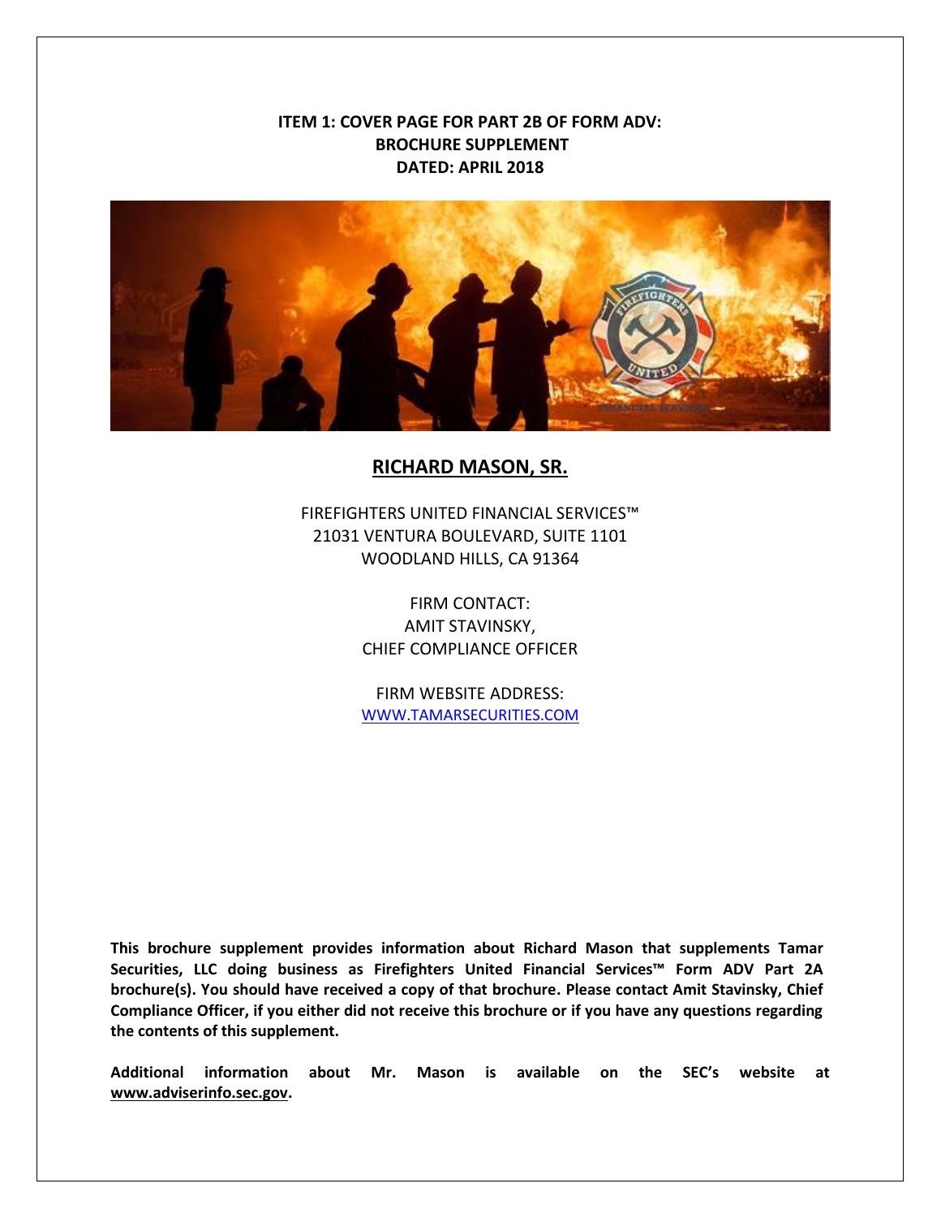**ITEM 1: COVER PAGE FOR PART 2B OF FORM ADV:**
**BROCHURE SUPPLEMENT**
**DATED: APRIL 2018**

# RICHARD MASON, SR.

FIREFIGHTERS UNITED FINANCIAL SERVICES™
21031 VENTURA BOULEVARD, SUITE 1101
WOODLAND HILLS, CA 91364

FIRM CONTACT:
AMIT STAVINSKY,
CHIEF COMPLIANCE OFFICER

FIRM WEBSITE ADDRESS:
WWW.TAMARSECURITIES.COM

**This brochure supplement provides information about Richard Mason that supplements Tamar Securities, LLC doing business as Firefighters United Financial Services™ Form ADV Part 2A brochure(s). You should have received a copy of that brochure. Please contact Amit Stavinsky, Chief Compliance Officer, if you either did not receive this brochure or if you have any questions regarding the contents of this supplement.**

**Additional information about Mr. Mason is available on the SEC's website at www.adviserinfo.sec.gov.**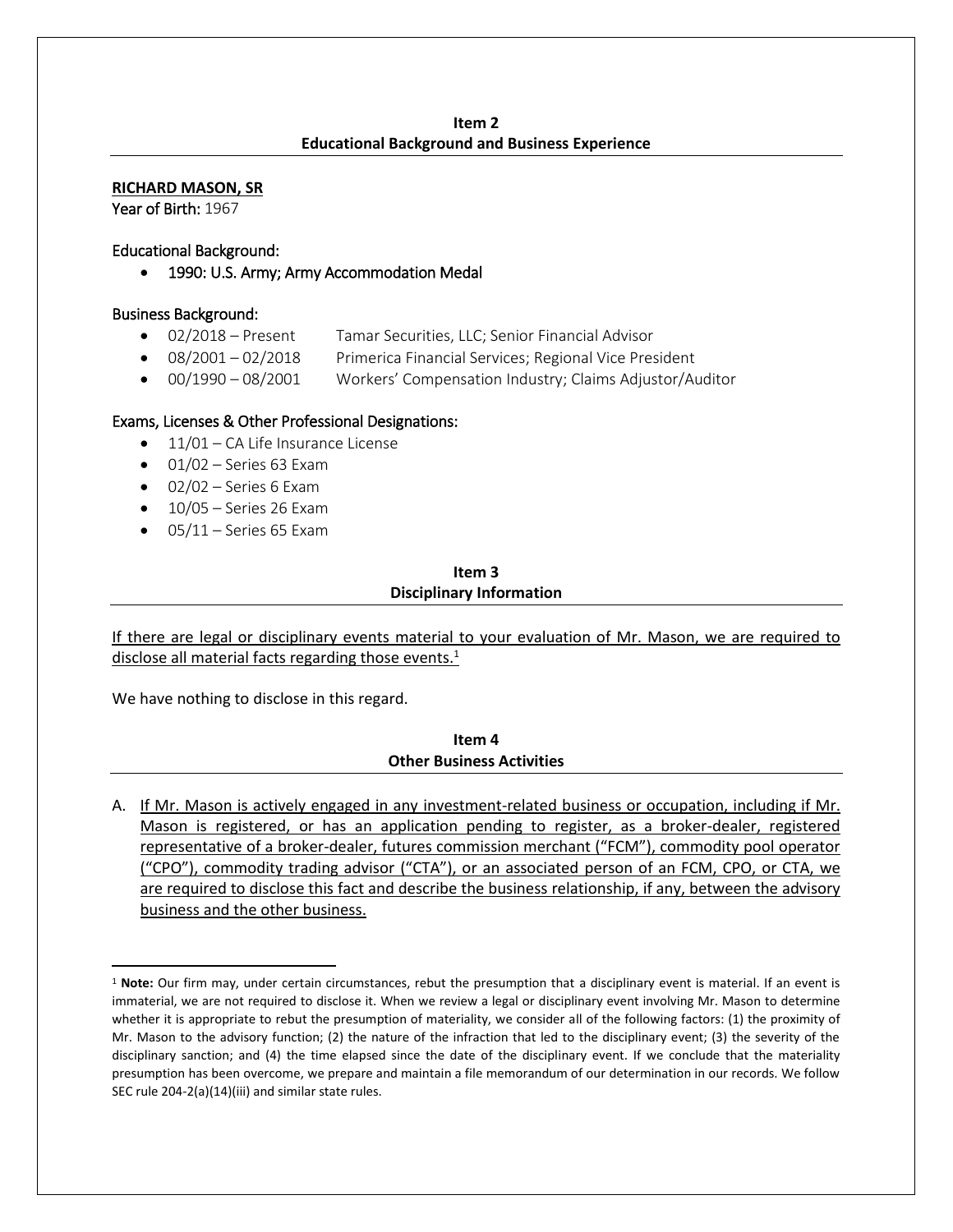## Item 2
## Educational Background and Business Experience

**RICHARD MASON, SR**

Year of Birth: 1967

Educational Background:

- 1990: U.S. Army; Army Accommodation Medal

Business Background:

- 02/2018 – Present Tamar Securities, LLC; Senior Financial Advisor
- 08/2001 – 02/2018 Primerica Financial Services; Regional Vice President
- 00/1990 – 08/2001 Workers' Compensation Industry; Claims Adjustor/Auditor

Exams, Licenses & Other Professional Designations:

- 11/01 – CA Life Insurance License
- 01/02 – Series 63 Exam
- 02/02 – Series 6 Exam
- 10/05 – Series 26 Exam
- 05/11 – Series 65 Exam

## Item 3
## Disciplinary Information

If there are legal or disciplinary events material to your evaluation of Mr. Mason, we are required to disclose all material facts regarding those events.[1]

We have nothing to disclose in this regard.

## Item 4
## Other Business Activities

A. If Mr. Mason is actively engaged in any investment-related business or occupation, including if Mr. Mason is registered, or has an application pending to register, as a broker-dealer, registered representative of a broker-dealer, futures commission merchant ("FCM"), commodity pool operator ("CPO"), commodity trading advisor ("CTA"), or an associated person of an FCM, CPO, or CTA, we are required to disclose this fact and describe the business relationship, if any, between the advisory business and the other business.

---

[1] **Note:** Our firm may, under certain circumstances, rebut the presumption that a disciplinary event is material. If an event is immaterial, we are not required to disclose it. When we review a legal or disciplinary event involving Mr. Mason to determine whether it is appropriate to rebut the presumption of materiality, we consider all of the following factors: (1) the proximity of Mr. Mason to the advisory function; (2) the nature of the infraction that led to the disciplinary event; (3) the severity of the disciplinary sanction; and (4) the time elapsed since the date of the disciplinary event. If we conclude that the materiality presumption has been overcome, we prepare and maintain a file memorandum of our determination in our records. We follow SEC rule 204-2(a)(14)(iii) and similar state rules.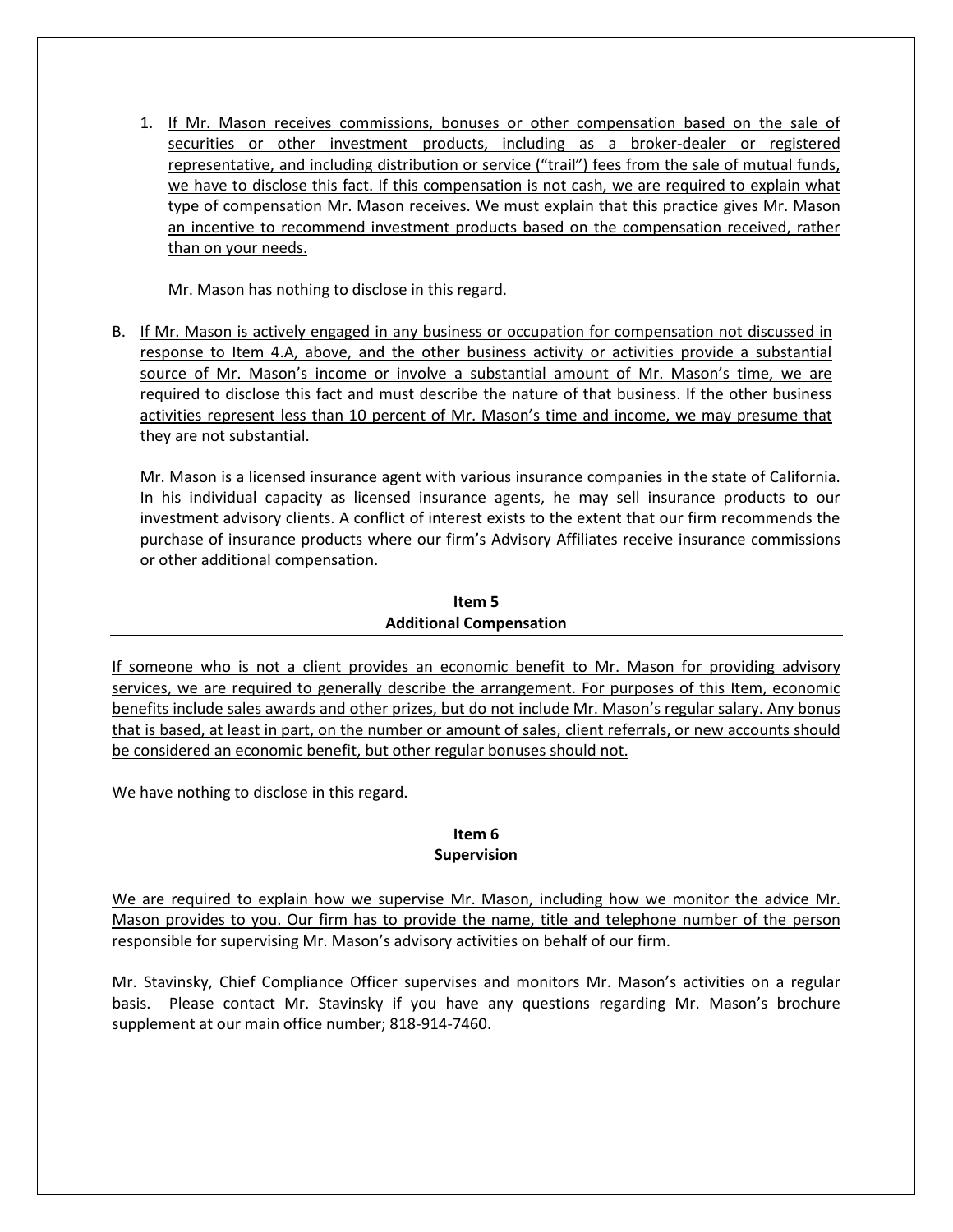1. If Mr. Mason receives commissions, bonuses or other compensation based on the sale of securities or other investment products, including as a broker-dealer or registered representative, and including distribution or service ("trail") fees from the sale of mutual funds, we have to disclose this fact. If this compensation is not cash, we are required to explain what type of compensation Mr. Mason receives. We must explain that this practice gives Mr. Mason an incentive to recommend investment products based on the compensation received, rather than on your needs.

   Mr. Mason has nothing to disclose in this regard.

B. If Mr. Mason is actively engaged in any business or occupation for compensation not discussed in response to Item 4.A, above, and the other business activity or activities provide a substantial source of Mr. Mason's income or involve a substantial amount of Mr. Mason's time, we are required to disclose this fact and must describe the nature of that business. If the other business activities represent less than 10 percent of Mr. Mason's time and income, we may presume that they are not substantial.

   Mr. Mason is a licensed insurance agent with various insurance companies in the state of California. In his individual capacity as licensed insurance agents, he may sell insurance products to our investment advisory clients. A conflict of interest exists to the extent that our firm recommends the purchase of insurance products where our firm's Advisory Affiliates receive insurance commissions or other additional compensation.

## Item 5
## Additional Compensation

If someone who is not a client provides an economic benefit to Mr. Mason for providing advisory services, we are required to generally describe the arrangement. For purposes of this Item, economic benefits include sales awards and other prizes, but do not include Mr. Mason's regular salary. Any bonus that is based, at least in part, on the number or amount of sales, client referrals, or new accounts should be considered an economic benefit, but other regular bonuses should not.

We have nothing to disclose in this regard.

## Item 6
## Supervision

We are required to explain how we supervise Mr. Mason, including how we monitor the advice Mr. Mason provides to you. Our firm has to provide the name, title and telephone number of the person responsible for supervising Mr. Mason's advisory activities on behalf of our firm.

Mr. Stavinsky, Chief Compliance Officer supervises and monitors Mr. Mason's activities on a regular basis. Please contact Mr. Stavinsky if you have any questions regarding Mr. Mason's brochure supplement at our main office number; 818-914-7460.